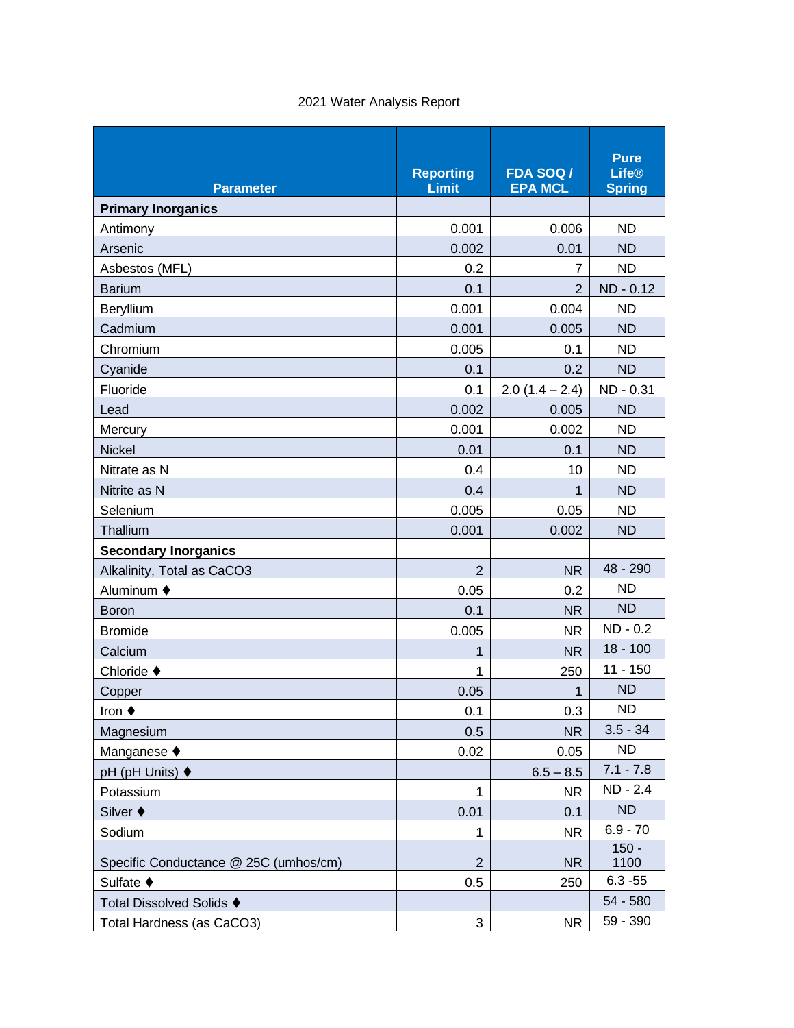2021 Water Analysis Report

| Parameter | Reporting Limit | FDA SOQ / EPA MCL | Pure Life® Spring |
|---|---|---|---|
| **Primary Inorganics** | | | |
| Antimony | 0.001 | 0.006 | ND |
| Arsenic | 0.002 | 0.01 | ND |
| Asbestos (MFL) | 0.2 | 7 | ND |
| Barium | 0.1 | 2 | ND - 0.12 |
| Beryllium | 0.001 | 0.004 | ND |
| Cadmium | 0.001 | 0.005 | ND |
| Chromium | 0.005 | 0.1 | ND |
| Cyanide | 0.1 | 0.2 | ND |
| Fluoride | 0.1 | 2.0 (1.4 – 2.4) | ND - 0.31 |
| Lead | 0.002 | 0.005 | ND |
| Mercury | 0.001 | 0.002 | ND |
| Nickel | 0.01 | 0.1 | ND |
| Nitrate as N | 0.4 | 10 | ND |
| Nitrite as N | 0.4 | 1 | ND |
| Selenium | 0.005 | 0.05 | ND |
| Thallium | 0.001 | 0.002 | ND |
| **Secondary Inorganics** | | | |
| Alkalinity, Total as CaCO3 | 2 | NR | 48 - 290 |
| Aluminum ♦ | 0.05 | 0.2 | ND |
| Boron | 0.1 | NR | ND |
| Bromide | 0.005 | NR | ND - 0.2 |
| Calcium | 1 | NR | 18 - 100 |
| Chloride ♦ | 1 | 250 | 11 - 150 |
| Copper | 0.05 | 1 | ND |
| Iron ♦ | 0.1 | 0.3 | ND |
| Magnesium | 0.5 | NR | 3.5 - 34 |
| Manganese ♦ | 0.02 | 0.05 | ND |
| pH (pH Units) ♦ | | 6.5 – 8.5 | 7.1 - 7.8 |
| Potassium | 1 | NR | ND - 2.4 |
| Silver ♦ | 0.01 | 0.1 | ND |
| Sodium | 1 | NR | 6.9 - 70 |
| Specific Conductance @ 25C (umhos/cm) | 2 | NR | 150 - 1100 |
| Sulfate ♦ | 0.5 | 250 | 6.3 -55 |
| Total Dissolved Solids ♦ | | | 54 - 580 |
| Total Hardness (as CaCO3) | 3 | NR | 59 - 390 |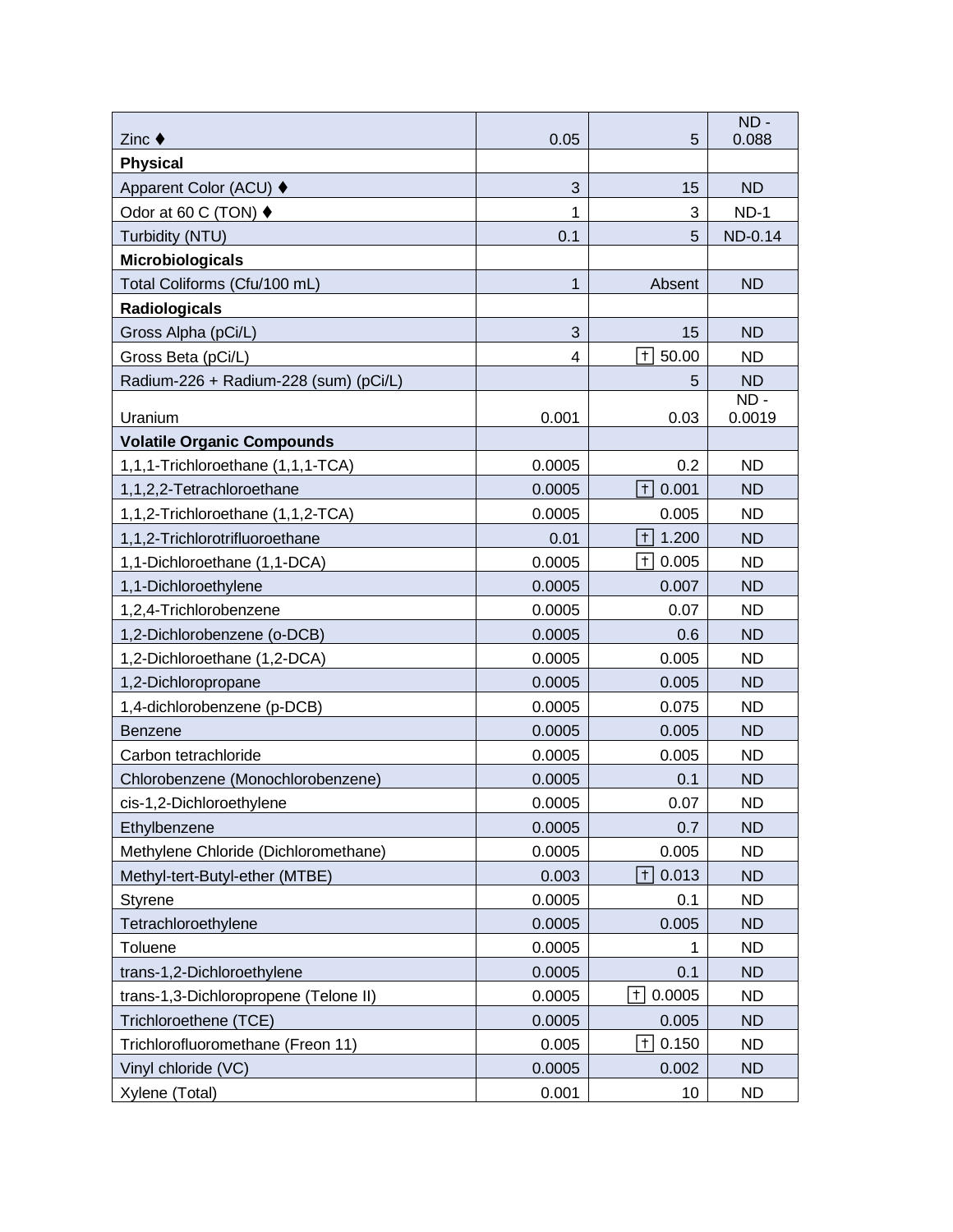| | | | |
|---|---|---|---|
| Zinc ♦ | 0.05 | 5 | ND - 0.088 |
| **Physical** | | | |
| Apparent Color (ACU) ♦ | 3 | 15 | ND |
| Odor at 60 C (TON) ♦ | 1 | 3 | ND-1 |
| Turbidity (NTU) | 0.1 | 5 | ND-0.14 |
| **Microbiologicals** | | | |
| Total Coliforms (Cfu/100 mL) | 1 | Absent | ND |
| **Radiologicals** | | | |
| Gross Alpha (pCi/L) | 3 | 15 | ND |
| Gross Beta (pCi/L) | 4 | † 50.00 | ND |
| Radium-226 + Radium-228 (sum) (pCi/L) | | 5 | ND |
| Uranium | 0.001 | 0.03 | ND - 0.0019 |
| **Volatile Organic Compounds** | | | |
| 1,1,1-Trichloroethane (1,1,1-TCA) | 0.0005 | 0.2 | ND |
| 1,1,2,2-Tetrachloroethane | 0.0005 | † 0.001 | ND |
| 1,1,2-Trichloroethane (1,1,2-TCA) | 0.0005 | 0.005 | ND |
| 1,1,2-Trichlorotrifluoroethane | 0.01 | † 1.200 | ND |
| 1,1-Dichloroethane (1,1-DCA) | 0.0005 | † 0.005 | ND |
| 1,1-Dichloroethylene | 0.0005 | 0.007 | ND |
| 1,2,4-Trichlorobenzene | 0.0005 | 0.07 | ND |
| 1,2-Dichlorobenzene (o-DCB) | 0.0005 | 0.6 | ND |
| 1,2-Dichloroethane (1,2-DCA) | 0.0005 | 0.005 | ND |
| 1,2-Dichloropropane | 0.0005 | 0.005 | ND |
| 1,4-dichlorobenzene (p-DCB) | 0.0005 | 0.075 | ND |
| Benzene | 0.0005 | 0.005 | ND |
| Carbon tetrachloride | 0.0005 | 0.005 | ND |
| Chlorobenzene (Monochlorobenzene) | 0.0005 | 0.1 | ND |
| cis-1,2-Dichloroethylene | 0.0005 | 0.07 | ND |
| Ethylbenzene | 0.0005 | 0.7 | ND |
| Methylene Chloride (Dichloromethane) | 0.0005 | 0.005 | ND |
| Methyl-tert-Butyl-ether (MTBE) | 0.003 | † 0.013 | ND |
| Styrene | 0.0005 | 0.1 | ND |
| Tetrachloroethylene | 0.0005 | 0.005 | ND |
| Toluene | 0.0005 | 1 | ND |
| trans-1,2-Dichloroethylene | 0.0005 | 0.1 | ND |
| trans-1,3-Dichloropropene (Telone II) | 0.0005 | † 0.0005 | ND |
| Trichloroethene (TCE) | 0.0005 | 0.005 | ND |
| Trichlorofluoromethane (Freon 11) | 0.005 | † 0.150 | ND |
| Vinyl chloride (VC) | 0.0005 | 0.002 | ND |
| Xylene (Total) | 0.001 | 10 | ND |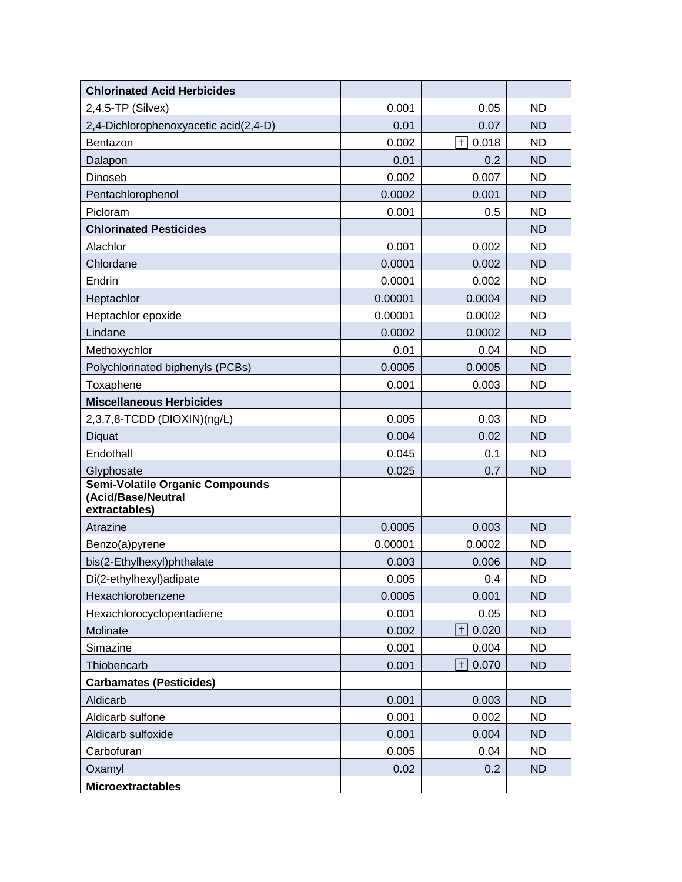| Chlorinated Acid Herbicides | | | |
|---|---|---|---|
| 2,4,5-TP (Silvex) | 0.001 | 0.05 | ND |
| 2,4-Dichlorophenoxyacetic acid(2,4-D) | 0.01 | 0.07 | ND |
| Bentazon | 0.002 | † 0.018 | ND |
| Dalapon | 0.01 | 0.2 | ND |
| Dinoseb | 0.002 | 0.007 | ND |
| Pentachlorophenol | 0.0002 | 0.001 | ND |
| Picloram | 0.001 | 0.5 | ND |
| **Chlorinated Pesticides** | | | ND |
| Alachlor | 0.001 | 0.002 | ND |
| Chlordane | 0.0001 | 0.002 | ND |
| Endrin | 0.0001 | 0.002 | ND |
| Heptachlor | 0.00001 | 0.0004 | ND |
| Heptachlor epoxide | 0.00001 | 0.0002 | ND |
| Lindane | 0.0002 | 0.0002 | ND |
| Methoxychlor | 0.01 | 0.04 | ND |
| Polychlorinated biphenyls (PCBs) | 0.0005 | 0.0005 | ND |
| Toxaphene | 0.001 | 0.003 | ND |
| **Miscellaneous Herbicides** | | | |
| 2,3,7,8-TCDD (DIOXIN)(ng/L) | 0.005 | 0.03 | ND |
| Diquat | 0.004 | 0.02 | ND |
| Endothall | 0.045 | 0.1 | ND |
| Glyphosate | 0.025 | 0.7 | ND |
| **Semi-Volatile Organic Compounds (Acid/Base/Neutral extractables)** | | | |
| Atrazine | 0.0005 | 0.003 | ND |
| Benzo(a)pyrene | 0.00001 | 0.0002 | ND |
| bis(2-Ethylhexyl)phthalate | 0.003 | 0.006 | ND |
| Di(2-ethylhexyl)adipate | 0.005 | 0.4 | ND |
| Hexachlorobenzene | 0.0005 | 0.001 | ND |
| Hexachlorocyclopentadiene | 0.001 | 0.05 | ND |
| Molinate | 0.002 | † 0.020 | ND |
| Simazine | 0.001 | 0.004 | ND |
| Thiobencarb | 0.001 | † 0.070 | ND |
| **Carbamates (Pesticides)** | | | |
| Aldicarb | 0.001 | 0.003 | ND |
| Aldicarb sulfone | 0.001 | 0.002 | ND |
| Aldicarb sulfoxide | 0.001 | 0.004 | ND |
| Carbofuran | 0.005 | 0.04 | ND |
| Oxamyl | 0.02 | 0.2 | ND |
| **Microextractables** | | | |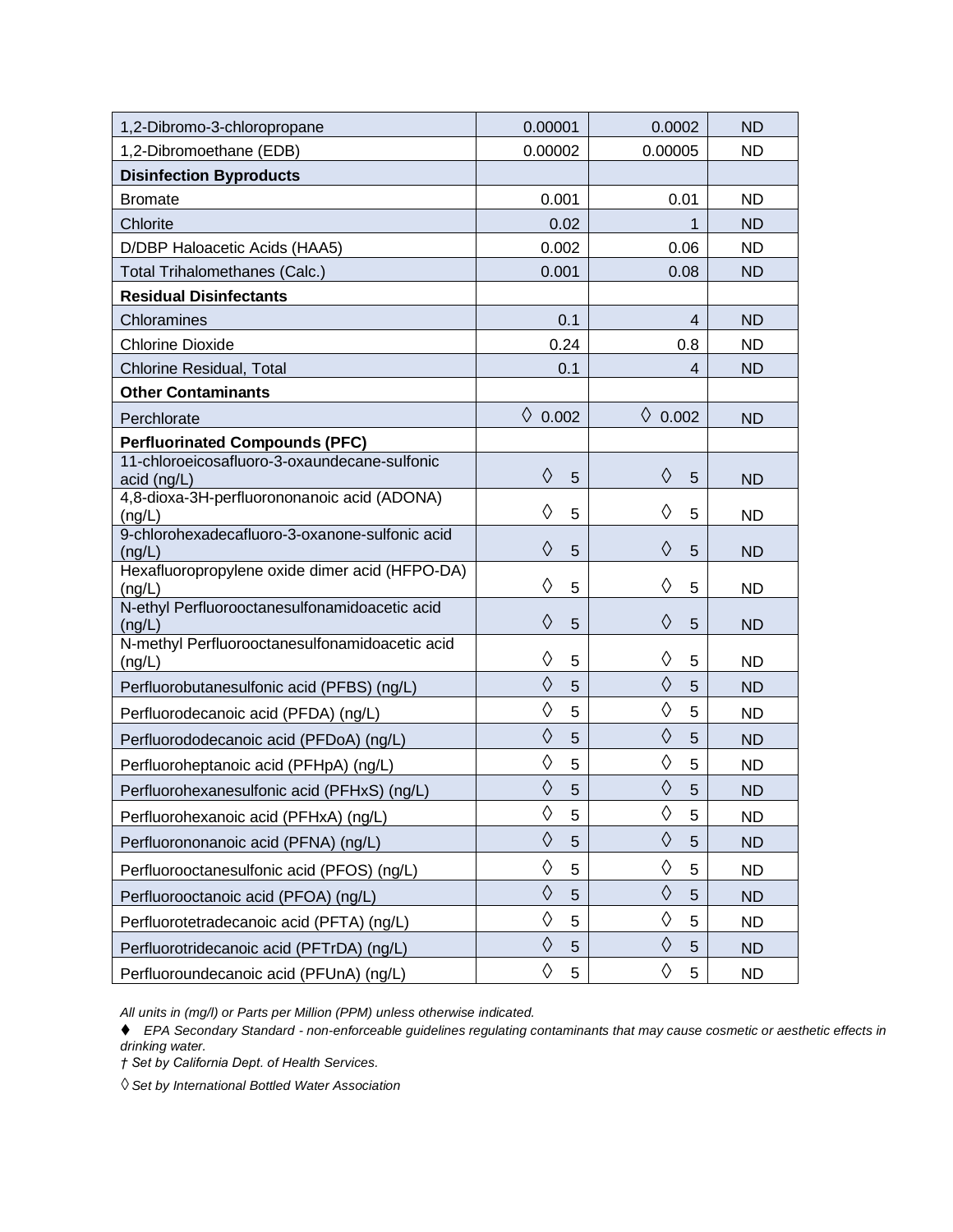| | | | |
|---|---|---|---|
| 1,2-Dibromo-3-chloropropane | 0.00001 | 0.0002 | ND |
| 1,2-Dibromoethane (EDB) | 0.00002 | 0.00005 | ND |
| **Disinfection Byproducts** | | | |
| Bromate | 0.001 | 0.01 | ND |
| Chlorite | 0.02 | 1 | ND |
| D/DBP Haloacetic Acids (HAA5) | 0.002 | 0.06 | ND |
| Total Trihalomethanes (Calc.) | 0.001 | 0.08 | ND |
| **Residual Disinfectants** | | | |
| Chloramines | 0.1 | 4 | ND |
| Chlorine Dioxide | 0.24 | 0.8 | ND |
| Chlorine Residual, Total | 0.1 | 4 | ND |
| **Other Contaminants** | | | |
| Perchlorate | ◊ 0.002 | ◊ 0.002 | ND |
| **Perfluorinated Compounds (PFC)** | | | |
| 11-chloroeicosafluoro-3-oxaundecane-sulfonic acid (ng/L) | ◊ 5 | ◊ 5 | ND |
| 4,8-dioxa-3H-perfluorononanoic acid (ADONA) (ng/L) | ◊ 5 | ◊ 5 | ND |
| 9-chlorohexadecafluoro-3-oxanone-sulfonic acid (ng/L) | ◊ 5 | ◊ 5 | ND |
| Hexafluoropropylene oxide dimer acid (HFPO-DA) (ng/L) | ◊ 5 | ◊ 5 | ND |
| N-ethyl Perfluorooctanesulfonamidoacetic acid (ng/L) | ◊ 5 | ◊ 5 | ND |
| N-methyl Perfluorooctanesulfonamidoacetic acid (ng/L) | ◊ 5 | ◊ 5 | ND |
| Perfluorobutanesulfonic acid (PFBS) (ng/L) | ◊ 5 | ◊ 5 | ND |
| Perfluorodecanoic acid (PFDA) (ng/L) | ◊ 5 | ◊ 5 | ND |
| Perfluorododecanoic acid (PFDoA) (ng/L) | ◊ 5 | ◊ 5 | ND |
| Perfluoroheptanoic acid (PFHpA) (ng/L) | ◊ 5 | ◊ 5 | ND |
| Perfluorohexanesulfonic acid (PFHxS) (ng/L) | ◊ 5 | ◊ 5 | ND |
| Perfluorohexanoic acid (PFHxA) (ng/L) | ◊ 5 | ◊ 5 | ND |
| Perfluorononanoic acid (PFNA) (ng/L) | ◊ 5 | ◊ 5 | ND |
| Perfluorooctanesulfonic acid (PFOS) (ng/L) | ◊ 5 | ◊ 5 | ND |
| Perfluorooctanoic acid (PFOA) (ng/L) | ◊ 5 | ◊ 5 | ND |
| Perfluorotetradecanoic acid (PFTA) (ng/L) | ◊ 5 | ◊ 5 | ND |
| Perfluorotridecanoic acid (PFTrDA) (ng/L) | ◊ 5 | ◊ 5 | ND |
| Perfluoroundecanoic acid (PFUnA) (ng/L) | ◊ 5 | ◊ 5 | ND |

*All units in (mg/l) or Parts per Million (PPM) unless otherwise indicated.*

♦ *EPA Secondary Standard - non-enforceable guidelines regulating contaminants that may cause cosmetic or aesthetic effects in drinking water.*

† *Set by California Dept. of Health Services.*

◊ *Set by International Bottled Water Association*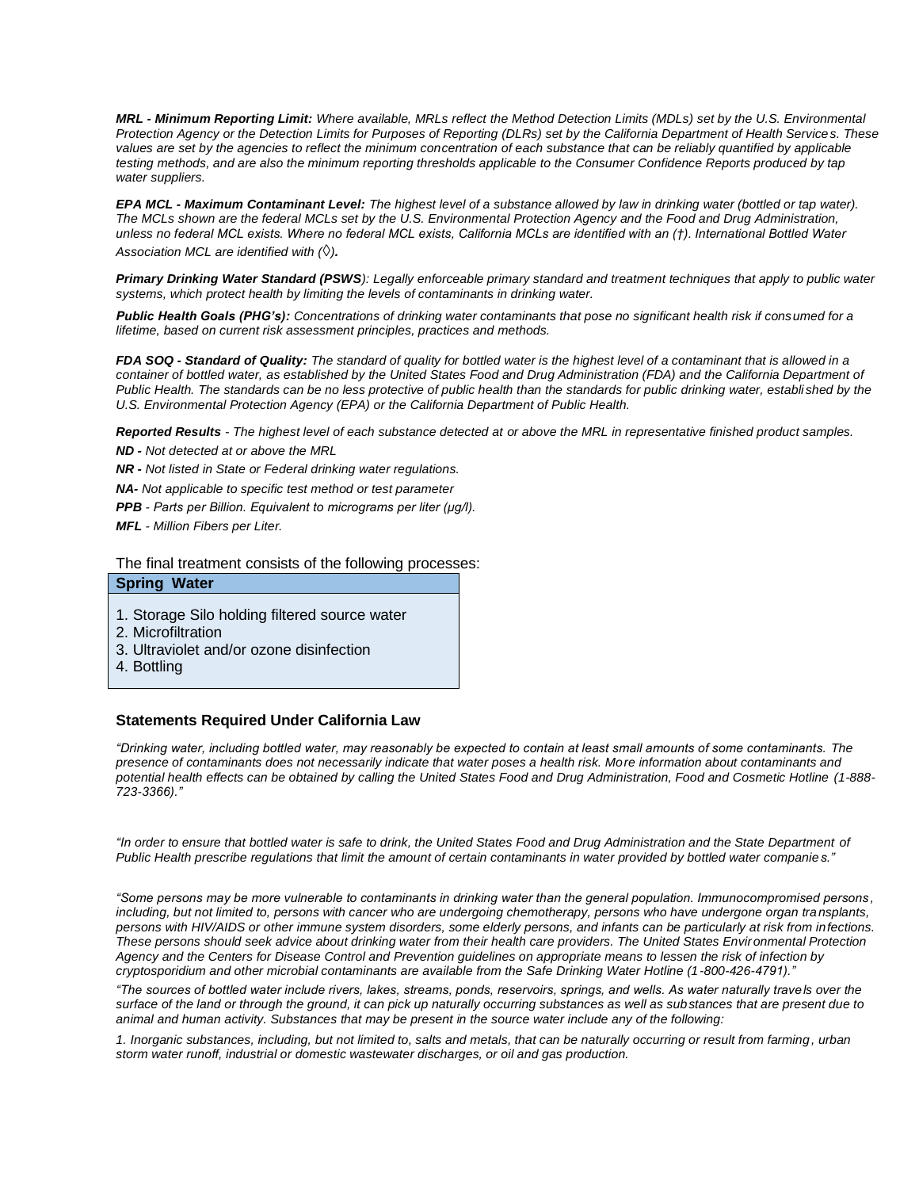***MRL - Minimum Reporting Limit:*** *Where available, MRLs reflect the Method Detection Limits (MDLs) set by the U.S. Environmental Protection Agency or the Detection Limits for Purposes of Reporting (DLRs) set by the California Department of Health Services. These values are set by the agencies to reflect the minimum concentration of each substance that can be reliably quantified by applicable testing methods, and are also the minimum reporting thresholds applicable to the Consumer Confidence Reports produced by tap water suppliers.*

***EPA MCL - Maximum Contaminant Level:*** *The highest level of a substance allowed by law in drinking water (bottled or tap water). The MCLs shown are the federal MCLs set by the U.S. Environmental Protection Agency and the Food and Drug Administration, unless no federal MCL exists. Where no federal MCL exists, California MCLs are identified with an (†). International Bottled Water Association MCL are identified with (◊).*

***Primary Drinking Water Standard (PSWS****): Legally enforceable primary standard and treatment techniques that apply to public water systems, which protect health by limiting the levels of contaminants in drinking water.*

***Public Health Goals (PHG's):*** *Concentrations of drinking water contaminants that pose no significant health risk if consumed for a lifetime, based on current risk assessment principles, practices and methods.*

***FDA SOQ - Standard of Quality:*** *The standard of quality for bottled water is the highest level of a contaminant that is allowed in a container of bottled water, as established by the United States Food and Drug Administration (FDA) and the California Department of Public Health. The standards can be no less protective of public health than the standards for public drinking water, established by the U.S. Environmental Protection Agency (EPA) or the California Department of Public Health.*

***Reported Results*** *- The highest level of each substance detected at or above the MRL in representative finished product samples.*

***ND -*** *Not detected at or above the MRL*

***NR -*** *Not listed in State or Federal drinking water regulations.*

***NA-*** *Not applicable to specific test method or test parameter*

***PPB*** *- Parts per Billion. Equivalent to micrograms per liter (µg/l).*

***MFL*** *- Million Fibers per Liter.*

The final treatment consists of the following processes:

| **Spring Water** |
| --- |
| 1. Storage Silo holding filtered source water<br>2. Microfiltration<br>3. Ultraviolet and/or ozone disinfection<br>4. Bottling |

### Statements Required Under California Law

*"Drinking water, including bottled water, may reasonably be expected to contain at least small amounts of some contaminants. The presence of contaminants does not necessarily indicate that water poses a health risk. More information about contaminants and potential health effects can be obtained by calling the United States Food and Drug Administration, Food and Cosmetic Hotline (1-888-723-3366)."*

*"In order to ensure that bottled water is safe to drink, the United States Food and Drug Administration and the State Department of Public Health prescribe regulations that limit the amount of certain contaminants in water provided by bottled water companies."*

*"Some persons may be more vulnerable to contaminants in drinking water than the general population. Immunocompromised persons, including, but not limited to, persons with cancer who are undergoing chemotherapy, persons who have undergone organ transplants, persons with HIV/AIDS or other immune system disorders, some elderly persons, and infants can be particularly at risk from infections. These persons should seek advice about drinking water from their health care providers. The United States Environmental Protection Agency and the Centers for Disease Control and Prevention guidelines on appropriate means to lessen the risk of infection by cryptosporidium and other microbial contaminants are available from the Safe Drinking Water Hotline (1-800-426-4791)."*

*"The sources of bottled water include rivers, lakes, streams, ponds, reservoirs, springs, and wells. As water naturally travels over the surface of the land or through the ground, it can pick up naturally occurring substances as well as substances that are present due to animal and human activity. Substances that may be present in the source water include any of the following:*

*1. Inorganic substances, including, but not limited to, salts and metals, that can be naturally occurring or result from farming, urban storm water runoff, industrial or domestic wastewater discharges, or oil and gas production.*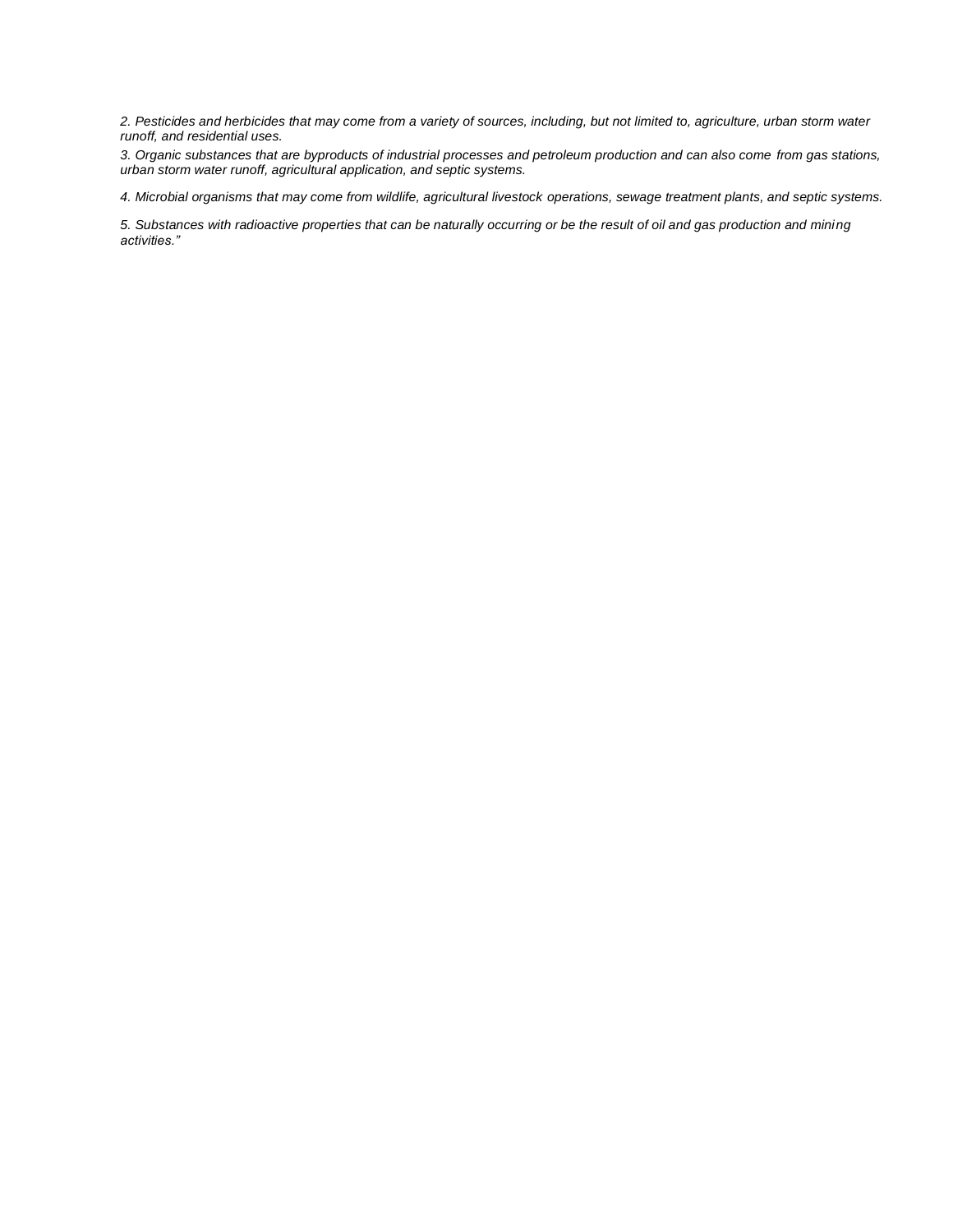*2. Pesticides and herbicides that may come from a variety of sources, including, but not limited to, agriculture, urban storm water runoff, and residential uses.*

*3. Organic substances that are byproducts of industrial processes and petroleum production and can also come from gas stations, urban storm water runoff, agricultural application, and septic systems.*

*4. Microbial organisms that may come from wildlife, agricultural livestock operations, sewage treatment plants, and septic systems.*

*5. Substances with radioactive properties that can be naturally occurring or be the result of oil and gas production and mining activities."*